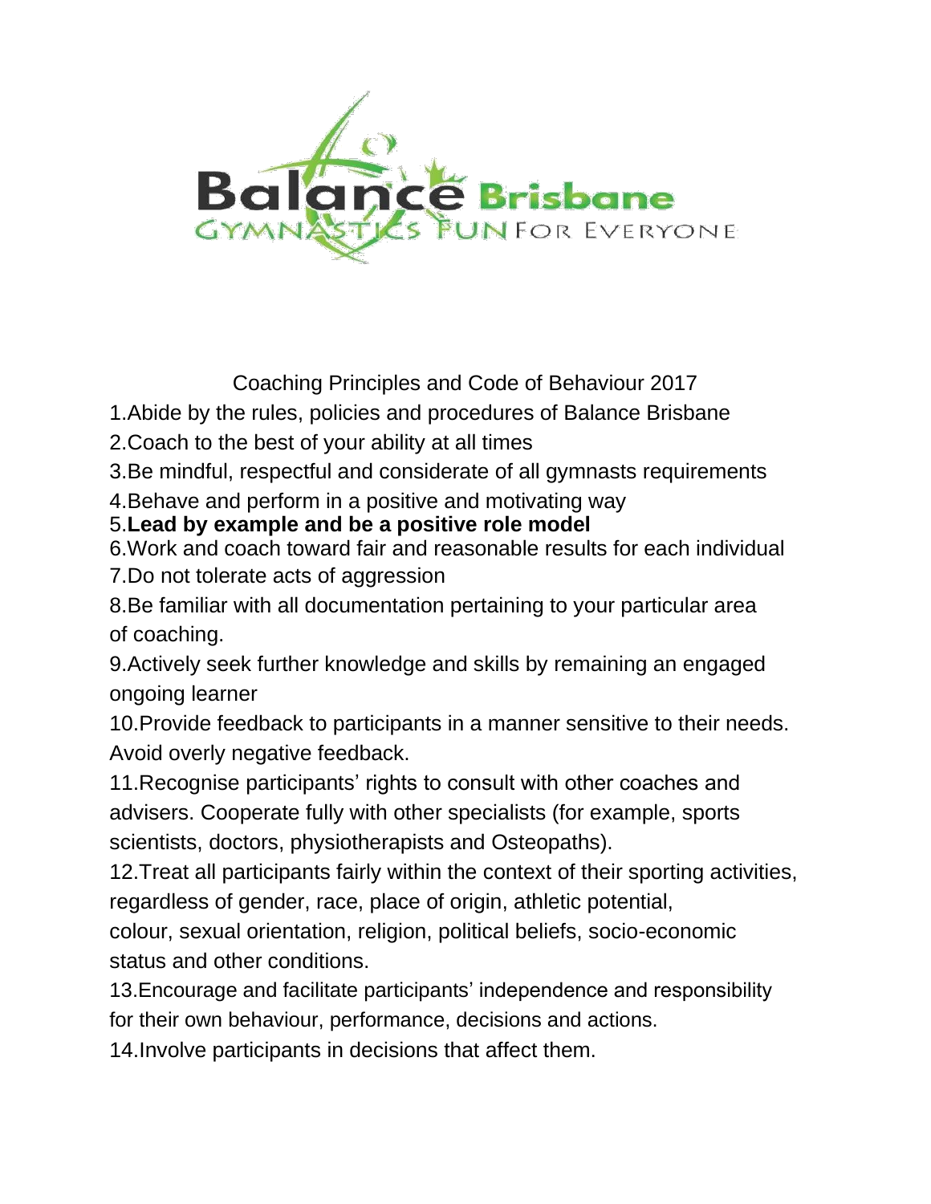Balance Brisbane
GYMNASTICS FUN FOR EVERYONE

# Coaching Principles and Code of Behaviour 2017

1. Abide by the rules, policies and procedures of Balance Brisbane
2. Coach to the best of your ability at all times
3. Be mindful, respectful and considerate of all gymnasts requirements
4. Behave and perform in a positive and motivating way
5. **Lead by example and be a positive role model**
6. Work and coach toward fair and reasonable results for each individual
7. Do not tolerate acts of aggression
8. Be familiar with all documentation pertaining to your particular area of coaching.
9. Actively seek further knowledge and skills by remaining an engaged ongoing learner
10. Provide feedback to participants in a manner sensitive to their needs. Avoid overly negative feedback.
11. Recognise participants' rights to consult with other coaches and advisers. Cooperate fully with other specialists (for example, sports scientists, doctors, physiotherapists and Osteopaths).
12. Treat all participants fairly within the context of their sporting activities, regardless of gender, race, place of origin, athletic potential, colour, sexual orientation, religion, political beliefs, socio-economic status and other conditions.
13. Encourage and facilitate participants' independence and responsibility for their own behaviour, performance, decisions and actions.
14. Involve participants in decisions that affect them.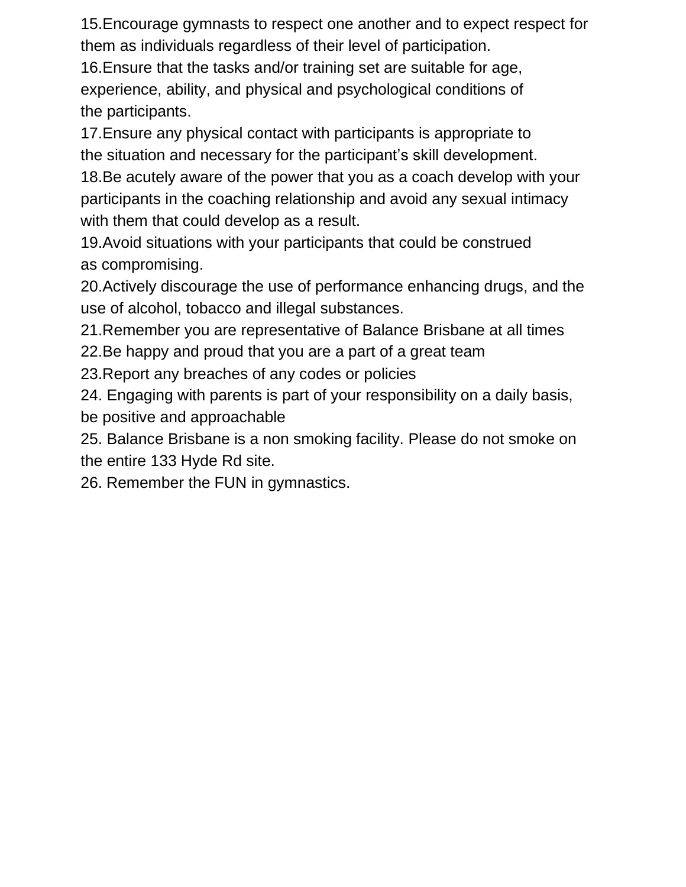15. Encourage gymnasts to respect one another and to expect respect for them as individuals regardless of their level of participation.
16. Ensure that the tasks and/or training set are suitable for age, experience, ability, and physical and psychological conditions of the participants.
17. Ensure any physical contact with participants is appropriate to the situation and necessary for the participant's skill development.
18. Be acutely aware of the power that you as a coach develop with your participants in the coaching relationship and avoid any sexual intimacy with them that could develop as a result.
19. Avoid situations with your participants that could be construed as compromising.
20. Actively discourage the use of performance enhancing drugs, and the use of alcohol, tobacco and illegal substances.
21. Remember you are representative of Balance Brisbane at all times
22. Be happy and proud that you are a part of a great team
23. Report any breaches of any codes or policies
24. Engaging with parents is part of your responsibility on a daily basis, be positive and approachable
25. Balance Brisbane is a non smoking facility. Please do not smoke on the entire 133 Hyde Rd site.
26. Remember the FUN in gymnastics.